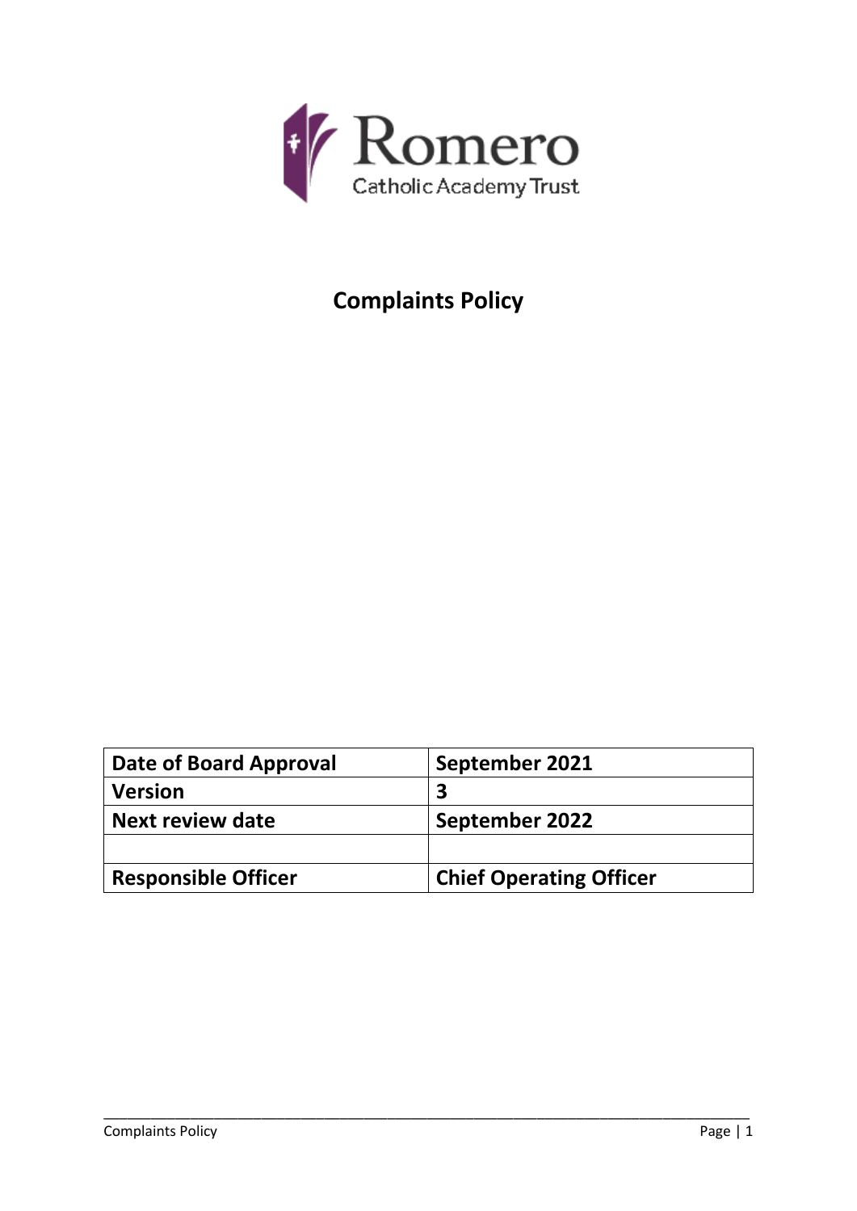Romero

Catholic Academy Trust

# Complaints Policy

| Date of Board Approval | September 2021 |
|---|---|
| Version | 3 |
| Next review date | September 2022 |
| | |
| Responsible Officer | Chief Operating Officer |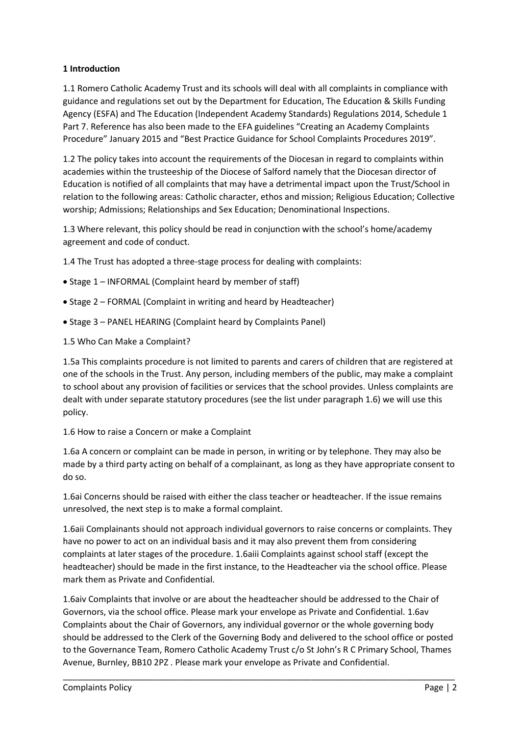## 1 Introduction

1.1 Romero Catholic Academy Trust and its schools will deal with all complaints in compliance with guidance and regulations set out by the Department for Education, The Education & Skills Funding Agency (ESFA) and The Education (Independent Academy Standards) Regulations 2014, Schedule 1 Part 7. Reference has also been made to the EFA guidelines "Creating an Academy Complaints Procedure" January 2015 and "Best Practice Guidance for School Complaints Procedures 2019".

1.2 The policy takes into account the requirements of the Diocesan in regard to complaints within academies within the trusteeship of the Diocese of Salford namely that the Diocesan director of Education is notified of all complaints that may have a detrimental impact upon the Trust/School in relation to the following areas: Catholic character, ethos and mission; Religious Education; Collective worship; Admissions; Relationships and Sex Education; Denominational Inspections.

1.3 Where relevant, this policy should be read in conjunction with the school's home/academy agreement and code of conduct.

1.4 The Trust has adopted a three-stage process for dealing with complaints:

- Stage 1 – INFORMAL (Complaint heard by member of staff)
- Stage 2 – FORMAL (Complaint in writing and heard by Headteacher)
- Stage 3 – PANEL HEARING (Complaint heard by Complaints Panel)

1.5 Who Can Make a Complaint?

1.5a This complaints procedure is not limited to parents and carers of children that are registered at one of the schools in the Trust. Any person, including members of the public, may make a complaint to school about any provision of facilities or services that the school provides. Unless complaints are dealt with under separate statutory procedures (see the list under paragraph 1.6) we will use this policy.

1.6 How to raise a Concern or make a Complaint

1.6a A concern or complaint can be made in person, in writing or by telephone. They may also be made by a third party acting on behalf of a complainant, as long as they have appropriate consent to do so.

1.6ai Concerns should be raised with either the class teacher or headteacher. If the issue remains unresolved, the next step is to make a formal complaint.

1.6aii Complainants should not approach individual governors to raise concerns or complaints. They have no power to act on an individual basis and it may also prevent them from considering complaints at later stages of the procedure. 1.6aiii Complaints against school staff (except the headteacher) should be made in the first instance, to the Headteacher via the school office. Please mark them as Private and Confidential.

1.6aiv Complaints that involve or are about the headteacher should be addressed to the Chair of Governors, via the school office. Please mark your envelope as Private and Confidential. 1.6av Complaints about the Chair of Governors, any individual governor or the whole governing body should be addressed to the Clerk of the Governing Body and delivered to the school office or posted to the Governance Team, Romero Catholic Academy Trust c/o St John's R C Primary School, Thames Avenue, Burnley, BB10 2PZ . Please mark your envelope as Private and Confidential.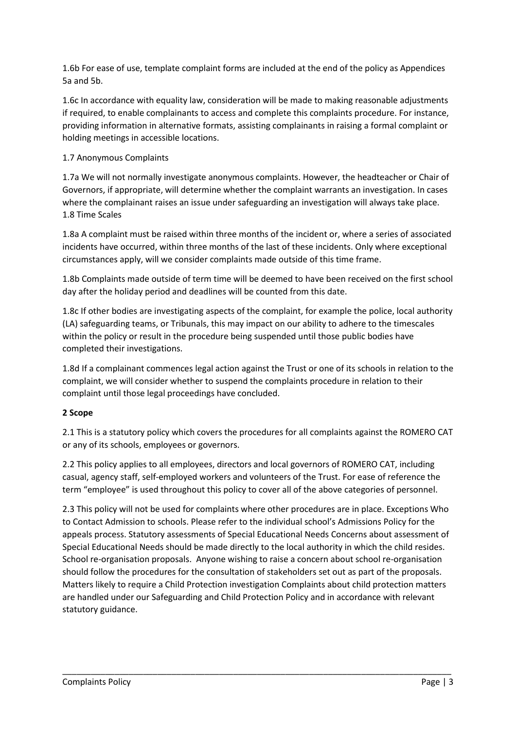1.6b For ease of use, template complaint forms are included at the end of the policy as Appendices 5a and 5b.

1.6c In accordance with equality law, consideration will be made to making reasonable adjustments if required, to enable complainants to access and complete this complaints procedure. For instance, providing information in alternative formats, assisting complainants in raising a formal complaint or holding meetings in accessible locations.

1.7 Anonymous Complaints

1.7a We will not normally investigate anonymous complaints. However, the headteacher or Chair of Governors, if appropriate, will determine whether the complaint warrants an investigation. In cases where the complainant raises an issue under safeguarding an investigation will always take place.
1.8 Time Scales

1.8a A complaint must be raised within three months of the incident or, where a series of associated incidents have occurred, within three months of the last of these incidents. Only where exceptional circumstances apply, will we consider complaints made outside of this time frame.

1.8b Complaints made outside of term time will be deemed to have been received on the first school day after the holiday period and deadlines will be counted from this date.

1.8c If other bodies are investigating aspects of the complaint, for example the police, local authority (LA) safeguarding teams, or Tribunals, this may impact on our ability to adhere to the timescales within the policy or result in the procedure being suspended until those public bodies have completed their investigations.

1.8d If a complainant commences legal action against the Trust or one of its schools in relation to the complaint, we will consider whether to suspend the complaints procedure in relation to their complaint until those legal proceedings have concluded.

**2 Scope**

2.1 This is a statutory policy which covers the procedures for all complaints against the ROMERO CAT or any of its schools, employees or governors.

2.2 This policy applies to all employees, directors and local governors of ROMERO CAT, including casual, agency staff, self-employed workers and volunteers of the Trust. For ease of reference the term "employee" is used throughout this policy to cover all of the above categories of personnel.

2.3 This policy will not be used for complaints where other procedures are in place. Exceptions Who to Contact Admission to schools. Please refer to the individual school's Admissions Policy for the appeals process. Statutory assessments of Special Educational Needs Concerns about assessment of Special Educational Needs should be made directly to the local authority in which the child resides. School re-organisation proposals. Anyone wishing to raise a concern about school re-organisation should follow the procedures for the consultation of stakeholders set out as part of the proposals. Matters likely to require a Child Protection investigation Complaints about child protection matters are handled under our Safeguarding and Child Protection Policy and in accordance with relevant statutory guidance.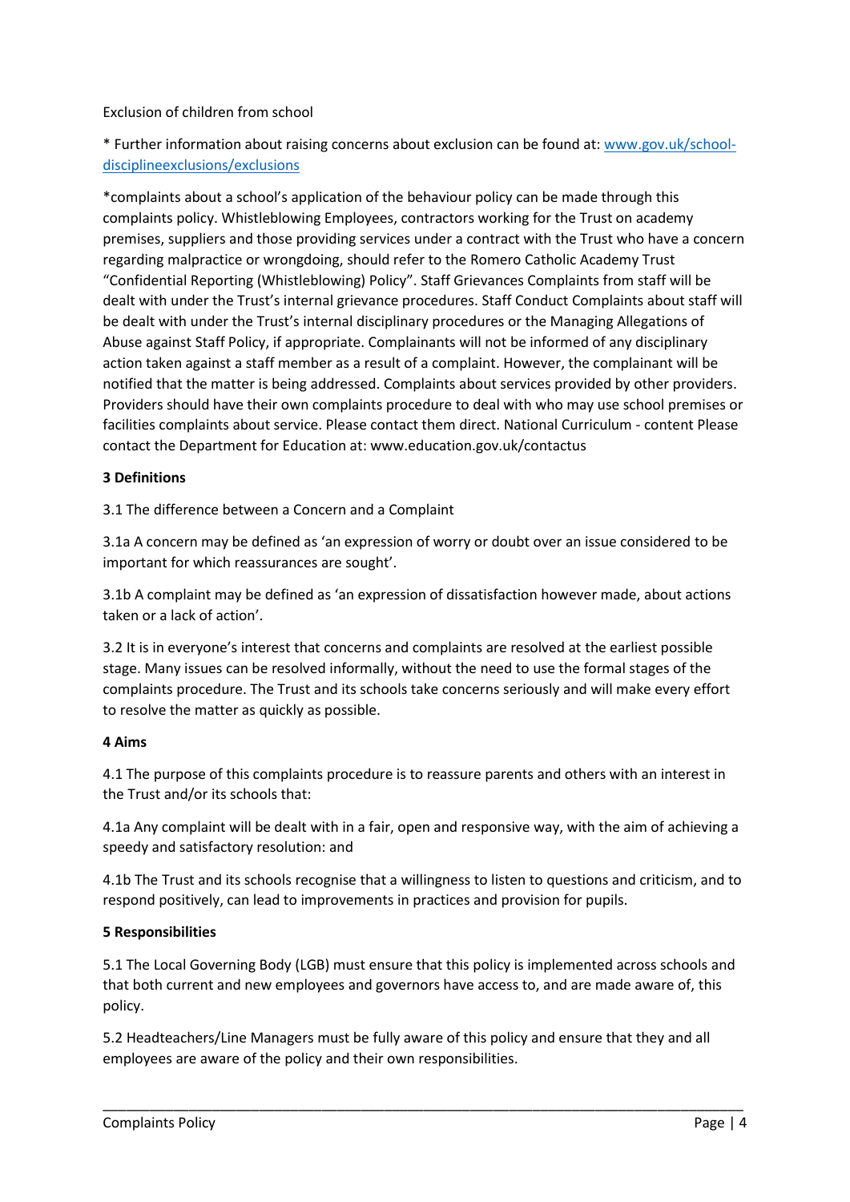Exclusion of children from school

* Further information about raising concerns about exclusion can be found at: [www.gov.uk/school-disciplineexclusions/exclusions](www.gov.uk/school-disciplineexclusions/exclusions)

*complaints about a school's application of the behaviour policy can be made through this complaints policy. Whistleblowing Employees, contractors working for the Trust on academy premises, suppliers and those providing services under a contract with the Trust who have a concern regarding malpractice or wrongdoing, should refer to the Romero Catholic Academy Trust "Confidential Reporting (Whistleblowing) Policy". Staff Grievances Complaints from staff will be dealt with under the Trust's internal grievance procedures. Staff Conduct Complaints about staff will be dealt with under the Trust's internal disciplinary procedures or the Managing Allegations of Abuse against Staff Policy, if appropriate. Complainants will not be informed of any disciplinary action taken against a staff member as a result of a complaint. However, the complainant will be notified that the matter is being addressed. Complaints about services provided by other providers. Providers should have their own complaints procedure to deal with who may use school premises or facilities complaints about service. Please contact them direct. National Curriculum - content Please contact the Department for Education at: www.education.gov.uk/contactus

**3 Definitions**

3.1 The difference between a Concern and a Complaint

3.1a A concern may be defined as 'an expression of worry or doubt over an issue considered to be important for which reassurances are sought'.

3.1b A complaint may be defined as 'an expression of dissatisfaction however made, about actions taken or a lack of action'.

3.2 It is in everyone's interest that concerns and complaints are resolved at the earliest possible stage. Many issues can be resolved informally, without the need to use the formal stages of the complaints procedure. The Trust and its schools take concerns seriously and will make every effort to resolve the matter as quickly as possible.

**4 Aims**

4.1 The purpose of this complaints procedure is to reassure parents and others with an interest in the Trust and/or its schools that:

4.1a Any complaint will be dealt with in a fair, open and responsive way, with the aim of achieving a speedy and satisfactory resolution: and

4.1b The Trust and its schools recognise that a willingness to listen to questions and criticism, and to respond positively, can lead to improvements in practices and provision for pupils.

**5 Responsibilities**

5.1 The Local Governing Body (LGB) must ensure that this policy is implemented across schools and that both current and new employees and governors have access to, and are made aware of, this policy.

5.2 Headteachers/Line Managers must be fully aware of this policy and ensure that they and all employees are aware of the policy and their own responsibilities.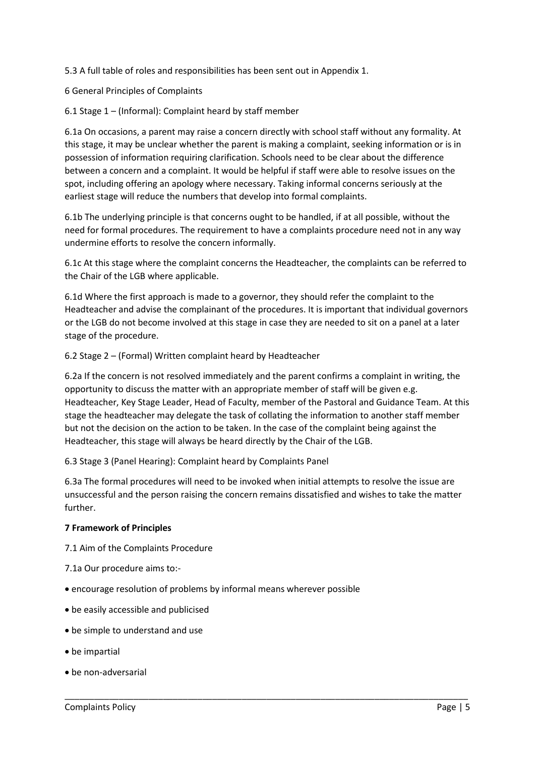5.3 A full table of roles and responsibilities has been sent out in Appendix 1.

6 General Principles of Complaints

6.1 Stage 1 – (Informal): Complaint heard by staff member

6.1a On occasions, a parent may raise a concern directly with school staff without any formality. At this stage, it may be unclear whether the parent is making a complaint, seeking information or is in possession of information requiring clarification. Schools need to be clear about the difference between a concern and a complaint. It would be helpful if staff were able to resolve issues on the spot, including offering an apology where necessary. Taking informal concerns seriously at the earliest stage will reduce the numbers that develop into formal complaints.

6.1b The underlying principle is that concerns ought to be handled, if at all possible, without the need for formal procedures. The requirement to have a complaints procedure need not in any way undermine efforts to resolve the concern informally.

6.1c At this stage where the complaint concerns the Headteacher, the complaints can be referred to the Chair of the LGB where applicable.

6.1d Where the first approach is made to a governor, they should refer the complaint to the Headteacher and advise the complainant of the procedures. It is important that individual governors or the LGB do not become involved at this stage in case they are needed to sit on a panel at a later stage of the procedure.

6.2 Stage 2 – (Formal) Written complaint heard by Headteacher

6.2a If the concern is not resolved immediately and the parent confirms a complaint in writing, the opportunity to discuss the matter with an appropriate member of staff will be given e.g. Headteacher, Key Stage Leader, Head of Faculty, member of the Pastoral and Guidance Team. At this stage the headteacher may delegate the task of collating the information to another staff member but not the decision on the action to be taken. In the case of the complaint being against the Headteacher, this stage will always be heard directly by the Chair of the LGB.

6.3 Stage 3 (Panel Hearing): Complaint heard by Complaints Panel

6.3a The formal procedures will need to be invoked when initial attempts to resolve the issue are unsuccessful and the person raising the concern remains dissatisfied and wishes to take the matter further.

**7 Framework of Principles**

7.1 Aim of the Complaints Procedure

7.1a Our procedure aims to:-

- encourage resolution of problems by informal means wherever possible
- be easily accessible and publicised
- be simple to understand and use
- be impartial
- be non-adversarial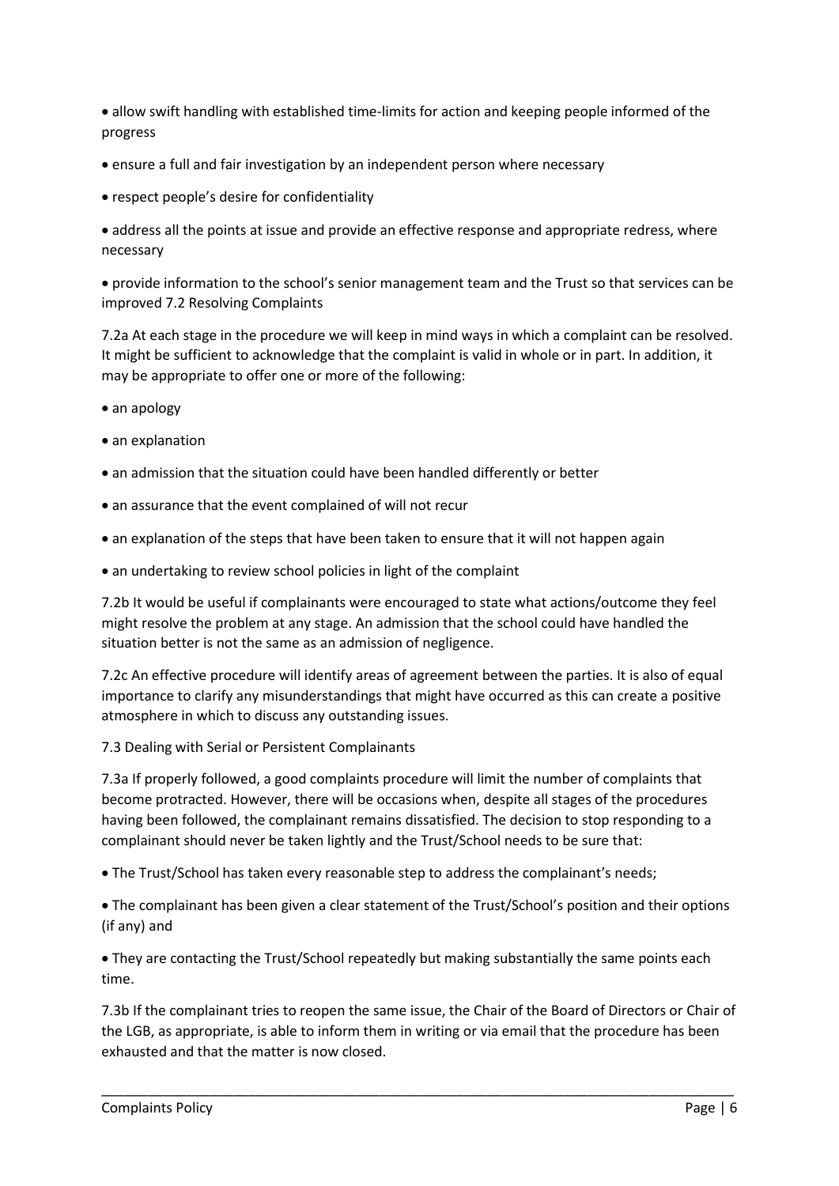- allow swift handling with established time-limits for action and keeping people informed of the progress
- ensure a full and fair investigation by an independent person where necessary
- respect people's desire for confidentiality
- address all the points at issue and provide an effective response and appropriate redress, where necessary
- provide information to the school's senior management team and the Trust so that services can be improved 7.2 Resolving Complaints

7.2a At each stage in the procedure we will keep in mind ways in which a complaint can be resolved. It might be sufficient to acknowledge that the complaint is valid in whole or in part. In addition, it may be appropriate to offer one or more of the following:

- an apology
- an explanation
- an admission that the situation could have been handled differently or better
- an assurance that the event complained of will not recur
- an explanation of the steps that have been taken to ensure that it will not happen again
- an undertaking to review school policies in light of the complaint

7.2b It would be useful if complainants were encouraged to state what actions/outcome they feel might resolve the problem at any stage. An admission that the school could have handled the situation better is not the same as an admission of negligence.

7.2c An effective procedure will identify areas of agreement between the parties. It is also of equal importance to clarify any misunderstandings that might have occurred as this can create a positive atmosphere in which to discuss any outstanding issues.

7.3 Dealing with Serial or Persistent Complainants

7.3a If properly followed, a good complaints procedure will limit the number of complaints that become protracted. However, there will be occasions when, despite all stages of the procedures having been followed, the complainant remains dissatisfied. The decision to stop responding to a complainant should never be taken lightly and the Trust/School needs to be sure that:

- The Trust/School has taken every reasonable step to address the complainant's needs;
- The complainant has been given a clear statement of the Trust/School's position and their options (if any) and
- They are contacting the Trust/School repeatedly but making substantially the same points each time.

7.3b If the complainant tries to reopen the same issue, the Chair of the Board of Directors or Chair of the LGB, as appropriate, is able to inform them in writing or via email that the procedure has been exhausted and that the matter is now closed.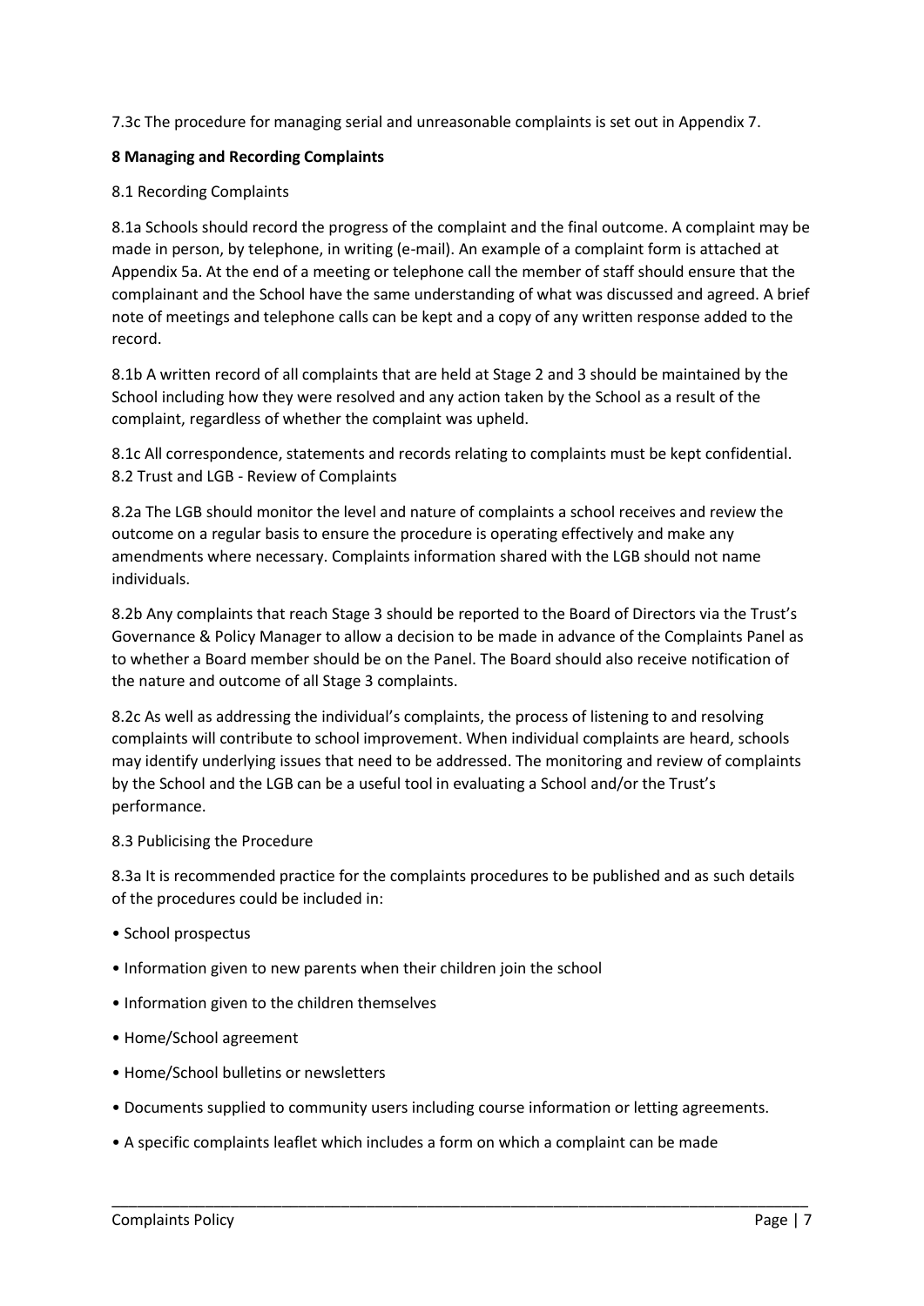7.3c The procedure for managing serial and unreasonable complaints is set out in Appendix 7.

## 8 Managing and Recording Complaints

8.1 Recording Complaints

8.1a Schools should record the progress of the complaint and the final outcome. A complaint may be made in person, by telephone, in writing (e-mail). An example of a complaint form is attached at Appendix 5a. At the end of a meeting or telephone call the member of staff should ensure that the complainant and the School have the same understanding of what was discussed and agreed. A brief note of meetings and telephone calls can be kept and a copy of any written response added to the record.

8.1b A written record of all complaints that are held at Stage 2 and 3 should be maintained by the School including how they were resolved and any action taken by the School as a result of the complaint, regardless of whether the complaint was upheld.

8.1c All correspondence, statements and records relating to complaints must be kept confidential.

8.2 Trust and LGB - Review of Complaints

8.2a The LGB should monitor the level and nature of complaints a school receives and review the outcome on a regular basis to ensure the procedure is operating effectively and make any amendments where necessary. Complaints information shared with the LGB should not name individuals.

8.2b Any complaints that reach Stage 3 should be reported to the Board of Directors via the Trust's Governance & Policy Manager to allow a decision to be made in advance of the Complaints Panel as to whether a Board member should be on the Panel. The Board should also receive notification of the nature and outcome of all Stage 3 complaints.

8.2c As well as addressing the individual's complaints, the process of listening to and resolving complaints will contribute to school improvement. When individual complaints are heard, schools may identify underlying issues that need to be addressed. The monitoring and review of complaints by the School and the LGB can be a useful tool in evaluating a School and/or the Trust's performance.

8.3 Publicising the Procedure

8.3a It is recommended practice for the complaints procedures to be published and as such details of the procedures could be included in:

- School prospectus
- Information given to new parents when their children join the school
- Information given to the children themselves
- Home/School agreement
- Home/School bulletins or newsletters
- Documents supplied to community users including course information or letting agreements.
- A specific complaints leaflet which includes a form on which a complaint can be made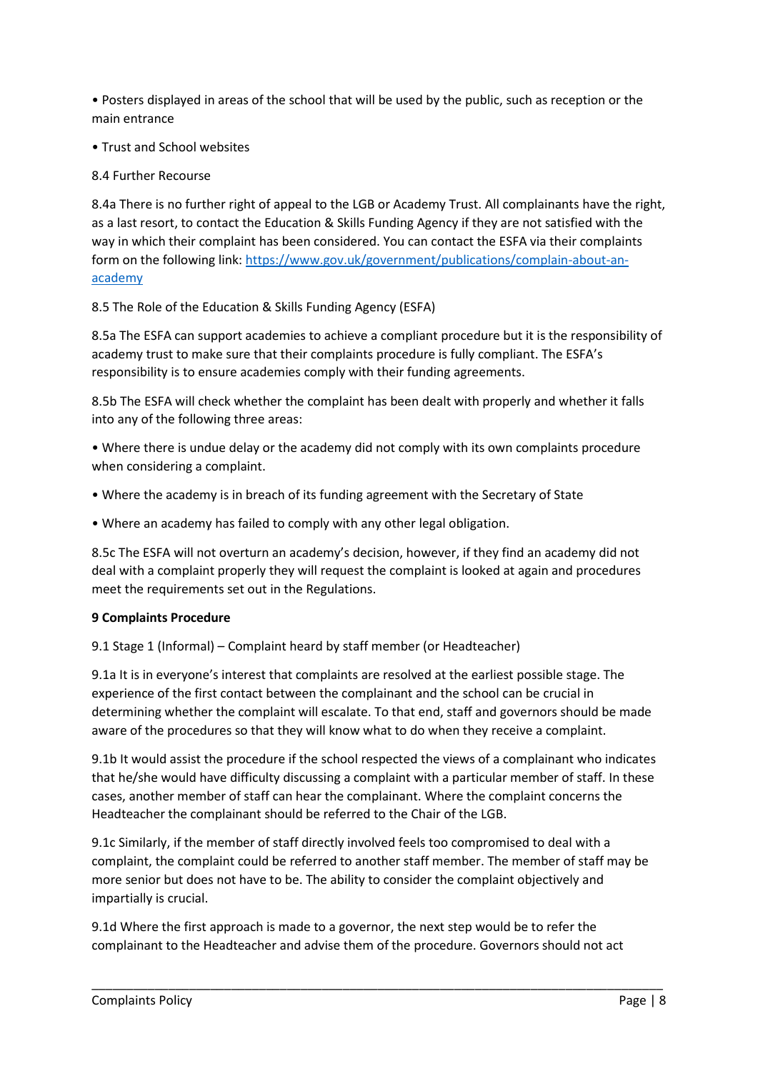- Posters displayed in areas of the school that will be used by the public, such as reception or the main entrance
- Trust and School websites

8.4 Further Recourse

8.4a There is no further right of appeal to the LGB or Academy Trust. All complainants have the right, as a last resort, to contact the Education & Skills Funding Agency if they are not satisfied with the way in which their complaint has been considered. You can contact the ESFA via their complaints form on the following link: [https://www.gov.uk/government/publications/complain-about-an-academy](https://www.gov.uk/government/publications/complain-about-an-academy)

8.5 The Role of the Education & Skills Funding Agency (ESFA)

8.5a The ESFA can support academies to achieve a compliant procedure but it is the responsibility of academy trust to make sure that their complaints procedure is fully compliant. The ESFA's responsibility is to ensure academies comply with their funding agreements.

8.5b The ESFA will check whether the complaint has been dealt with properly and whether it falls into any of the following three areas:

- Where there is undue delay or the academy did not comply with its own complaints procedure when considering a complaint.
- Where the academy is in breach of its funding agreement with the Secretary of State
- Where an academy has failed to comply with any other legal obligation.

8.5c The ESFA will not overturn an academy's decision, however, if they find an academy did not deal with a complaint properly they will request the complaint is looked at again and procedures meet the requirements set out in the Regulations.

**9 Complaints Procedure**

9.1 Stage 1 (Informal) – Complaint heard by staff member (or Headteacher)

9.1a It is in everyone's interest that complaints are resolved at the earliest possible stage. The experience of the first contact between the complainant and the school can be crucial in determining whether the complaint will escalate. To that end, staff and governors should be made aware of the procedures so that they will know what to do when they receive a complaint.

9.1b It would assist the procedure if the school respected the views of a complainant who indicates that he/she would have difficulty discussing a complaint with a particular member of staff. In these cases, another member of staff can hear the complainant. Where the complaint concerns the Headteacher the complainant should be referred to the Chair of the LGB.

9.1c Similarly, if the member of staff directly involved feels too compromised to deal with a complaint, the complaint could be referred to another staff member. The member of staff may be more senior but does not have to be. The ability to consider the complaint objectively and impartially is crucial.

9.1d Where the first approach is made to a governor, the next step would be to refer the complainant to the Headteacher and advise them of the procedure. Governors should not act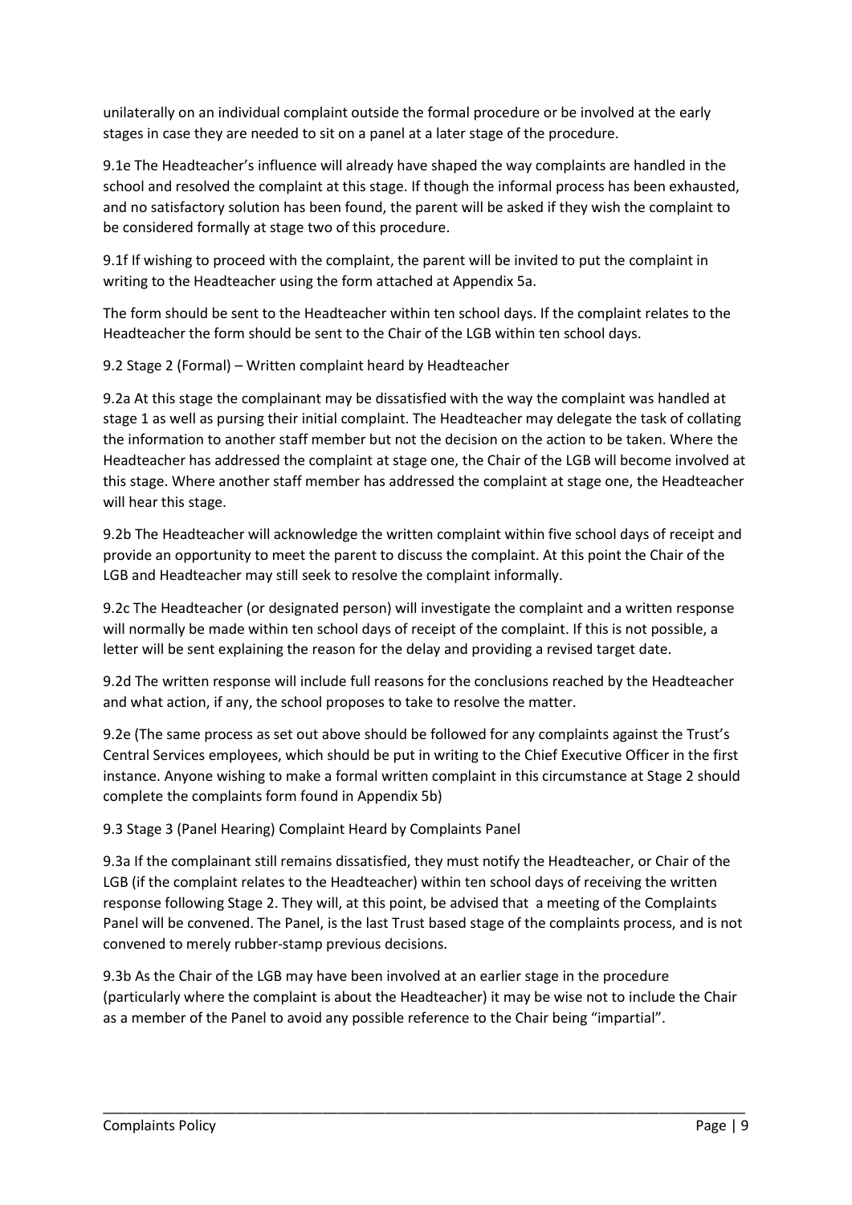unilaterally on an individual complaint outside the formal procedure or be involved at the early stages in case they are needed to sit on a panel at a later stage of the procedure.

9.1e The Headteacher's influence will already have shaped the way complaints are handled in the school and resolved the complaint at this stage. If though the informal process has been exhausted, and no satisfactory solution has been found, the parent will be asked if they wish the complaint to be considered formally at stage two of this procedure.

9.1f If wishing to proceed with the complaint, the parent will be invited to put the complaint in writing to the Headteacher using the form attached at Appendix 5a.

The form should be sent to the Headteacher within ten school days. If the complaint relates to the Headteacher the form should be sent to the Chair of the LGB within ten school days.

9.2 Stage 2 (Formal) – Written complaint heard by Headteacher

9.2a At this stage the complainant may be dissatisfied with the way the complaint was handled at stage 1 as well as pursing their initial complaint. The Headteacher may delegate the task of collating the information to another staff member but not the decision on the action to be taken. Where the Headteacher has addressed the complaint at stage one, the Chair of the LGB will become involved at this stage. Where another staff member has addressed the complaint at stage one, the Headteacher will hear this stage.

9.2b The Headteacher will acknowledge the written complaint within five school days of receipt and provide an opportunity to meet the parent to discuss the complaint. At this point the Chair of the LGB and Headteacher may still seek to resolve the complaint informally.

9.2c The Headteacher (or designated person) will investigate the complaint and a written response will normally be made within ten school days of receipt of the complaint. If this is not possible, a letter will be sent explaining the reason for the delay and providing a revised target date.

9.2d The written response will include full reasons for the conclusions reached by the Headteacher and what action, if any, the school proposes to take to resolve the matter.

9.2e (The same process as set out above should be followed for any complaints against the Trust's Central Services employees, which should be put in writing to the Chief Executive Officer in the first instance. Anyone wishing to make a formal written complaint in this circumstance at Stage 2 should complete the complaints form found in Appendix 5b)

9.3 Stage 3 (Panel Hearing) Complaint Heard by Complaints Panel

9.3a If the complainant still remains dissatisfied, they must notify the Headteacher, or Chair of the LGB (if the complaint relates to the Headteacher) within ten school days of receiving the written response following Stage 2. They will, at this point, be advised that a meeting of the Complaints Panel will be convened. The Panel, is the last Trust based stage of the complaints process, and is not convened to merely rubber-stamp previous decisions.

9.3b As the Chair of the LGB may have been involved at an earlier stage in the procedure (particularly where the complaint is about the Headteacher) it may be wise not to include the Chair as a member of the Panel to avoid any possible reference to the Chair being "impartial".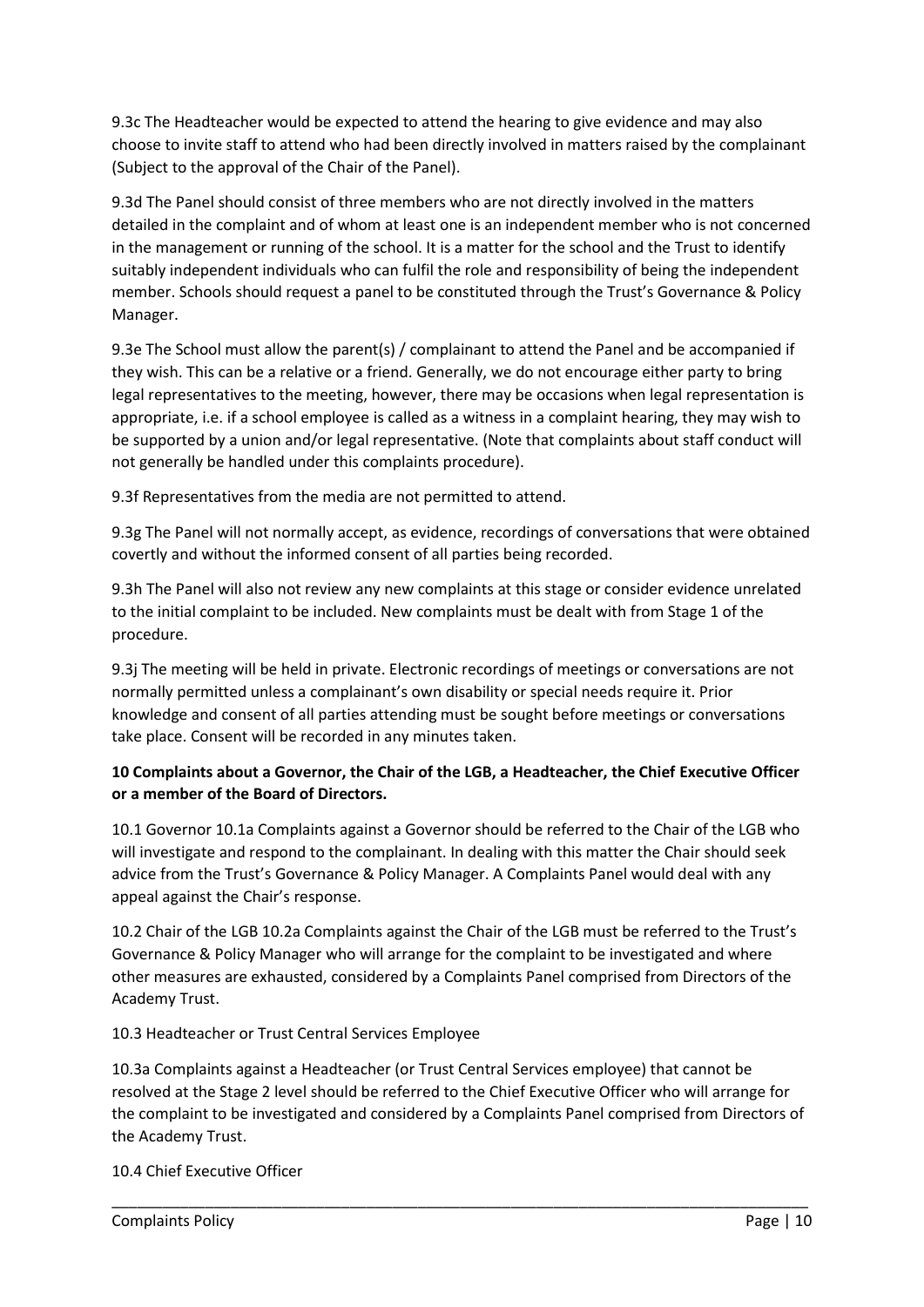9.3c The Headteacher would be expected to attend the hearing to give evidence and may also choose to invite staff to attend who had been directly involved in matters raised by the complainant (Subject to the approval of the Chair of the Panel).

9.3d The Panel should consist of three members who are not directly involved in the matters detailed in the complaint and of whom at least one is an independent member who is not concerned in the management or running of the school. It is a matter for the school and the Trust to identify suitably independent individuals who can fulfil the role and responsibility of being the independent member. Schools should request a panel to be constituted through the Trust's Governance & Policy Manager.

9.3e The School must allow the parent(s) / complainant to attend the Panel and be accompanied if they wish. This can be a relative or a friend. Generally, we do not encourage either party to bring legal representatives to the meeting, however, there may be occasions when legal representation is appropriate, i.e. if a school employee is called as a witness in a complaint hearing, they may wish to be supported by a union and/or legal representative. (Note that complaints about staff conduct will not generally be handled under this complaints procedure).

9.3f Representatives from the media are not permitted to attend.

9.3g The Panel will not normally accept, as evidence, recordings of conversations that were obtained covertly and without the informed consent of all parties being recorded.

9.3h The Panel will also not review any new complaints at this stage or consider evidence unrelated to the initial complaint to be included. New complaints must be dealt with from Stage 1 of the procedure.

9.3j The meeting will be held in private. Electronic recordings of meetings or conversations are not normally permitted unless a complainant's own disability or special needs require it. Prior knowledge and consent of all parties attending must be sought before meetings or conversations take place. Consent will be recorded in any minutes taken.

**10 Complaints about a Governor, the Chair of the LGB, a Headteacher, the Chief Executive Officer or a member of the Board of Directors.**

10.1 Governor 10.1a Complaints against a Governor should be referred to the Chair of the LGB who will investigate and respond to the complainant. In dealing with this matter the Chair should seek advice from the Trust's Governance & Policy Manager. A Complaints Panel would deal with any appeal against the Chair's response.

10.2 Chair of the LGB 10.2a Complaints against the Chair of the LGB must be referred to the Trust's Governance & Policy Manager who will arrange for the complaint to be investigated and where other measures are exhausted, considered by a Complaints Panel comprised from Directors of the Academy Trust.

10.3 Headteacher or Trust Central Services Employee

10.3a Complaints against a Headteacher (or Trust Central Services employee) that cannot be resolved at the Stage 2 level should be referred to the Chief Executive Officer who will arrange for the complaint to be investigated and considered by a Complaints Panel comprised from Directors of the Academy Trust.

10.4 Chief Executive Officer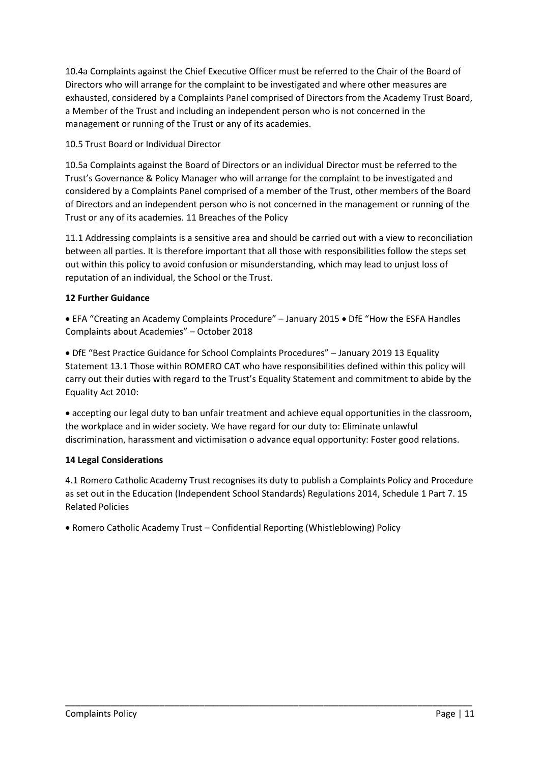10.4a Complaints against the Chief Executive Officer must be referred to the Chair of the Board of Directors who will arrange for the complaint to be investigated and where other measures are exhausted, considered by a Complaints Panel comprised of Directors from the Academy Trust Board, a Member of the Trust and including an independent person who is not concerned in the management or running of the Trust or any of its academies.

10.5 Trust Board or Individual Director

10.5a Complaints against the Board of Directors or an individual Director must be referred to the Trust's Governance & Policy Manager who will arrange for the complaint to be investigated and considered by a Complaints Panel comprised of a member of the Trust, other members of the Board of Directors and an independent person who is not concerned in the management or running of the Trust or any of its academies. 11 Breaches of the Policy

11.1 Addressing complaints is a sensitive area and should be carried out with a view to reconciliation between all parties. It is therefore important that all those with responsibilities follow the steps set out within this policy to avoid confusion or misunderstanding, which may lead to unjust loss of reputation of an individual, the School or the Trust.

**12 Further Guidance**

• EFA "Creating an Academy Complaints Procedure" – January 2015 • DfE "How the ESFA Handles Complaints about Academies" – October 2018

• DfE "Best Practice Guidance for School Complaints Procedures" – January 2019 13 Equality Statement 13.1 Those within ROMERO CAT who have responsibilities defined within this policy will carry out their duties with regard to the Trust's Equality Statement and commitment to abide by the Equality Act 2010:

• accepting our legal duty to ban unfair treatment and achieve equal opportunities in the classroom, the workplace and in wider society. We have regard for our duty to: Eliminate unlawful discrimination, harassment and victimisation o advance equal opportunity: Foster good relations.

**14 Legal Considerations**

4.1 Romero Catholic Academy Trust recognises its duty to publish a Complaints Policy and Procedure as set out in the Education (Independent School Standards) Regulations 2014, Schedule 1 Part 7. 15 Related Policies

• Romero Catholic Academy Trust – Confidential Reporting (Whistleblowing) Policy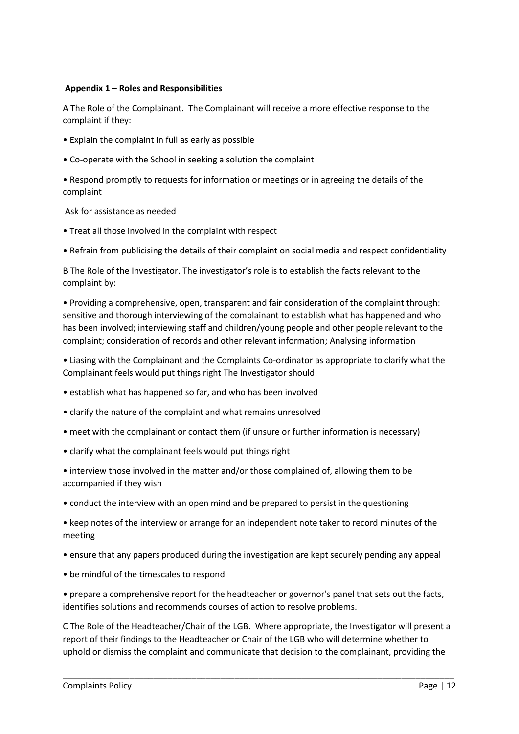**Appendix 1 – Roles and Responsibilities**

A The Role of the Complainant. The Complainant will receive a more effective response to the complaint if they:

- Explain the complaint in full as early as possible
- Co-operate with the School in seeking a solution the complaint
- Respond promptly to requests for information or meetings or in agreeing the details of the complaint

Ask for assistance as needed

- Treat all those involved in the complaint with respect
- Refrain from publicising the details of their complaint on social media and respect confidentiality

B The Role of the Investigator. The investigator's role is to establish the facts relevant to the complaint by:

- Providing a comprehensive, open, transparent and fair consideration of the complaint through: sensitive and thorough interviewing of the complainant to establish what has happened and who has been involved; interviewing staff and children/young people and other people relevant to the complaint; consideration of records and other relevant information; Analysing information
- Liasing with the Complainant and the Complaints Co-ordinator as appropriate to clarify what the Complainant feels would put things right The Investigator should:
- establish what has happened so far, and who has been involved
- clarify the nature of the complaint and what remains unresolved
- meet with the complainant or contact them (if unsure or further information is necessary)
- clarify what the complainant feels would put things right
- interview those involved in the matter and/or those complained of, allowing them to be accompanied if they wish
- conduct the interview with an open mind and be prepared to persist in the questioning
- keep notes of the interview or arrange for an independent note taker to record minutes of the meeting
- ensure that any papers produced during the investigation are kept securely pending any appeal
- be mindful of the timescales to respond
- prepare a comprehensive report for the headteacher or governor's panel that sets out the facts, identifies solutions and recommends courses of action to resolve problems.

C The Role of the Headteacher/Chair of the LGB. Where appropriate, the Investigator will present a report of their findings to the Headteacher or Chair of the LGB who will determine whether to uphold or dismiss the complaint and communicate that decision to the complainant, providing the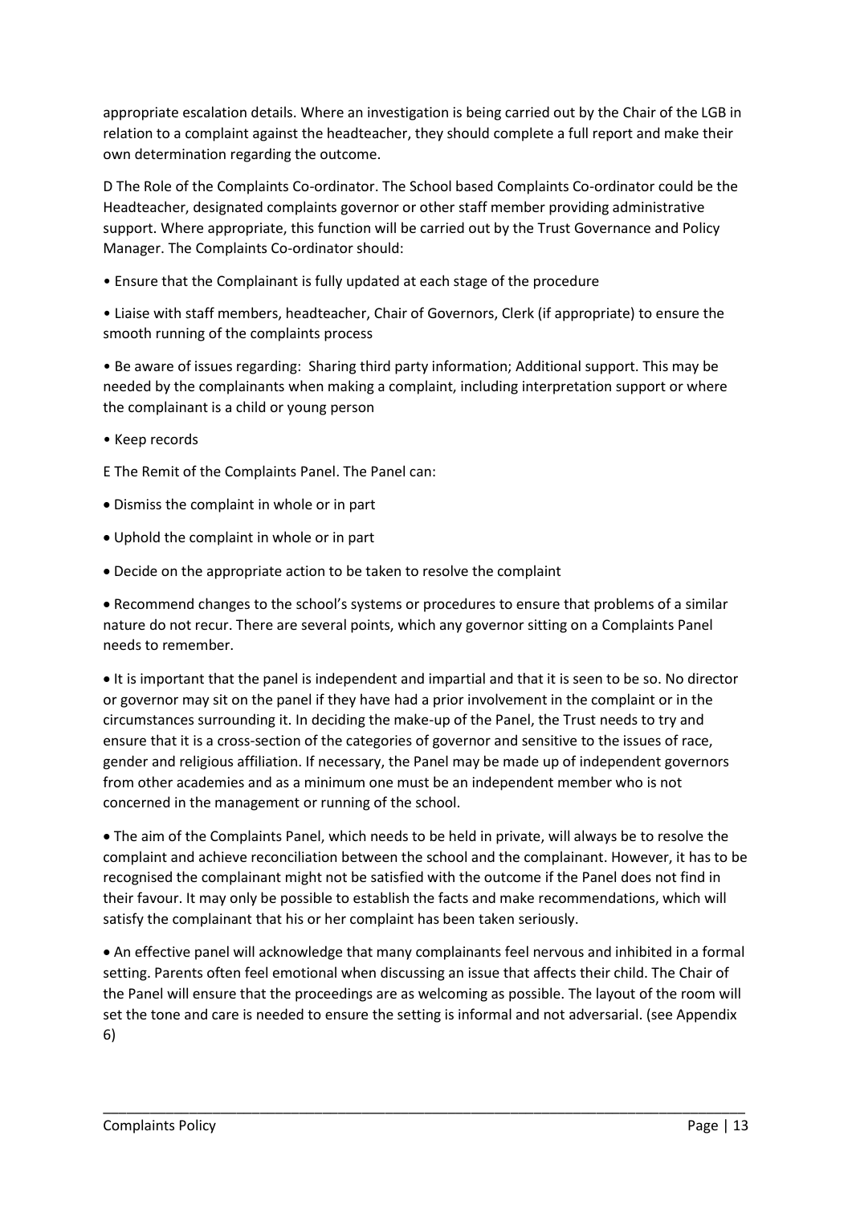appropriate escalation details. Where an investigation is being carried out by the Chair of the LGB in relation to a complaint against the headteacher, they should complete a full report and make their own determination regarding the outcome.

D The Role of the Complaints Co-ordinator. The School based Complaints Co-ordinator could be the Headteacher, designated complaints governor or other staff member providing administrative support. Where appropriate, this function will be carried out by the Trust Governance and Policy Manager. The Complaints Co-ordinator should:

- Ensure that the Complainant is fully updated at each stage of the procedure
- Liaise with staff members, headteacher, Chair of Governors, Clerk (if appropriate) to ensure the smooth running of the complaints process
- Be aware of issues regarding: Sharing third party information; Additional support. This may be needed by the complainants when making a complaint, including interpretation support or where the complainant is a child or young person
- Keep records

E The Remit of the Complaints Panel. The Panel can:

- Dismiss the complaint in whole or in part
- Uphold the complaint in whole or in part
- Decide on the appropriate action to be taken to resolve the complaint
- Recommend changes to the school's systems or procedures to ensure that problems of a similar nature do not recur. There are several points, which any governor sitting on a Complaints Panel needs to remember.
- It is important that the panel is independent and impartial and that it is seen to be so. No director or governor may sit on the panel if they have had a prior involvement in the complaint or in the circumstances surrounding it. In deciding the make-up of the Panel, the Trust needs to try and ensure that it is a cross-section of the categories of governor and sensitive to the issues of race, gender and religious affiliation. If necessary, the Panel may be made up of independent governors from other academies and as a minimum one must be an independent member who is not concerned in the management or running of the school.
- The aim of the Complaints Panel, which needs to be held in private, will always be to resolve the complaint and achieve reconciliation between the school and the complainant. However, it has to be recognised the complainant might not be satisfied with the outcome if the Panel does not find in their favour. It may only be possible to establish the facts and make recommendations, which will satisfy the complainant that his or her complaint has been taken seriously.
- An effective panel will acknowledge that many complainants feel nervous and inhibited in a formal setting. Parents often feel emotional when discussing an issue that affects their child. The Chair of the Panel will ensure that the proceedings are as welcoming as possible. The layout of the room will set the tone and care is needed to ensure the setting is informal and not adversarial. (see Appendix 6)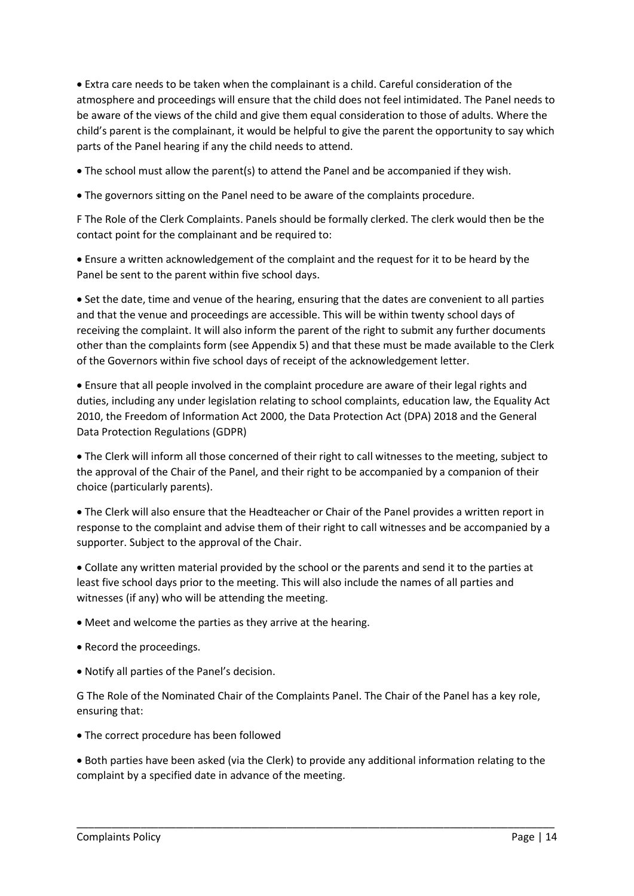- Extra care needs to be taken when the complainant is a child. Careful consideration of the atmosphere and proceedings will ensure that the child does not feel intimidated. The Panel needs to be aware of the views of the child and give them equal consideration to those of adults. Where the child's parent is the complainant, it would be helpful to give the parent the opportunity to say which parts of the Panel hearing if any the child needs to attend.
- The school must allow the parent(s) to attend the Panel and be accompanied if they wish.
- The governors sitting on the Panel need to be aware of the complaints procedure.

F The Role of the Clerk Complaints. Panels should be formally clerked. The clerk would then be the contact point for the complainant and be required to:

- Ensure a written acknowledgement of the complaint and the request for it to be heard by the Panel be sent to the parent within five school days.
- Set the date, time and venue of the hearing, ensuring that the dates are convenient to all parties and that the venue and proceedings are accessible. This will be within twenty school days of receiving the complaint. It will also inform the parent of the right to submit any further documents other than the complaints form (see Appendix 5) and that these must be made available to the Clerk of the Governors within five school days of receipt of the acknowledgement letter.
- Ensure that all people involved in the complaint procedure are aware of their legal rights and duties, including any under legislation relating to school complaints, education law, the Equality Act 2010, the Freedom of Information Act 2000, the Data Protection Act (DPA) 2018 and the General Data Protection Regulations (GDPR)
- The Clerk will inform all those concerned of their right to call witnesses to the meeting, subject to the approval of the Chair of the Panel, and their right to be accompanied by a companion of their choice (particularly parents).
- The Clerk will also ensure that the Headteacher or Chair of the Panel provides a written report in response to the complaint and advise them of their right to call witnesses and be accompanied by a supporter. Subject to the approval of the Chair.
- Collate any written material provided by the school or the parents and send it to the parties at least five school days prior to the meeting. This will also include the names of all parties and witnesses (if any) who will be attending the meeting.
- Meet and welcome the parties as they arrive at the hearing.
- Record the proceedings.
- Notify all parties of the Panel's decision.

G The Role of the Nominated Chair of the Complaints Panel. The Chair of the Panel has a key role, ensuring that:

- The correct procedure has been followed
- Both parties have been asked (via the Clerk) to provide any additional information relating to the complaint by a specified date in advance of the meeting.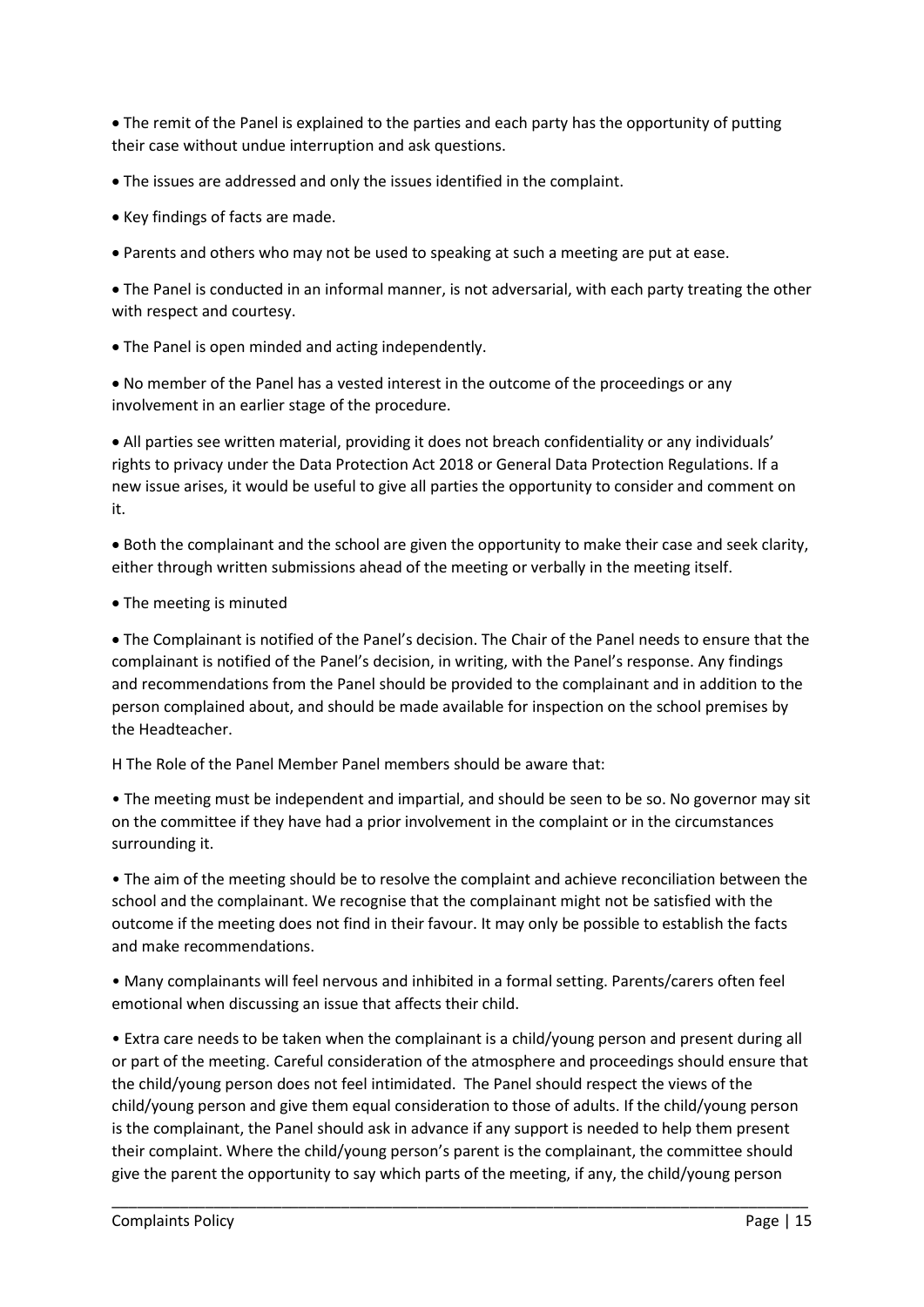- The remit of the Panel is explained to the parties and each party has the opportunity of putting their case without undue interruption and ask questions.

- The issues are addressed and only the issues identified in the complaint.

- Key findings of facts are made.

- Parents and others who may not be used to speaking at such a meeting are put at ease.

- The Panel is conducted in an informal manner, is not adversarial, with each party treating the other with respect and courtesy.

- The Panel is open minded and acting independently.

- No member of the Panel has a vested interest in the outcome of the proceedings or any involvement in an earlier stage of the procedure.

- All parties see written material, providing it does not breach confidentiality or any individuals' rights to privacy under the Data Protection Act 2018 or General Data Protection Regulations. If a new issue arises, it would be useful to give all parties the opportunity to consider and comment on it.

- Both the complainant and the school are given the opportunity to make their case and seek clarity, either through written submissions ahead of the meeting or verbally in the meeting itself.

- The meeting is minuted

- The Complainant is notified of the Panel's decision. The Chair of the Panel needs to ensure that the complainant is notified of the Panel's decision, in writing, with the Panel's response. Any findings and recommendations from the Panel should be provided to the complainant and in addition to the person complained about, and should be made available for inspection on the school premises by the Headteacher.

H The Role of the Panel Member Panel members should be aware that:

- The meeting must be independent and impartial, and should be seen to be so. No governor may sit on the committee if they have had a prior involvement in the complaint or in the circumstances surrounding it.

- The aim of the meeting should be to resolve the complaint and achieve reconciliation between the school and the complainant. We recognise that the complainant might not be satisfied with the outcome if the meeting does not find in their favour. It may only be possible to establish the facts and make recommendations.

- Many complainants will feel nervous and inhibited in a formal setting. Parents/carers often feel emotional when discussing an issue that affects their child.

- Extra care needs to be taken when the complainant is a child/young person and present during all or part of the meeting. Careful consideration of the atmosphere and proceedings should ensure that the child/young person does not feel intimidated. The Panel should respect the views of the child/young person and give them equal consideration to those of adults. If the child/young person is the complainant, the Panel should ask in advance if any support is needed to help them present their complaint. Where the child/young person's parent is the complainant, the committee should give the parent the opportunity to say which parts of the meeting, if any, the child/young person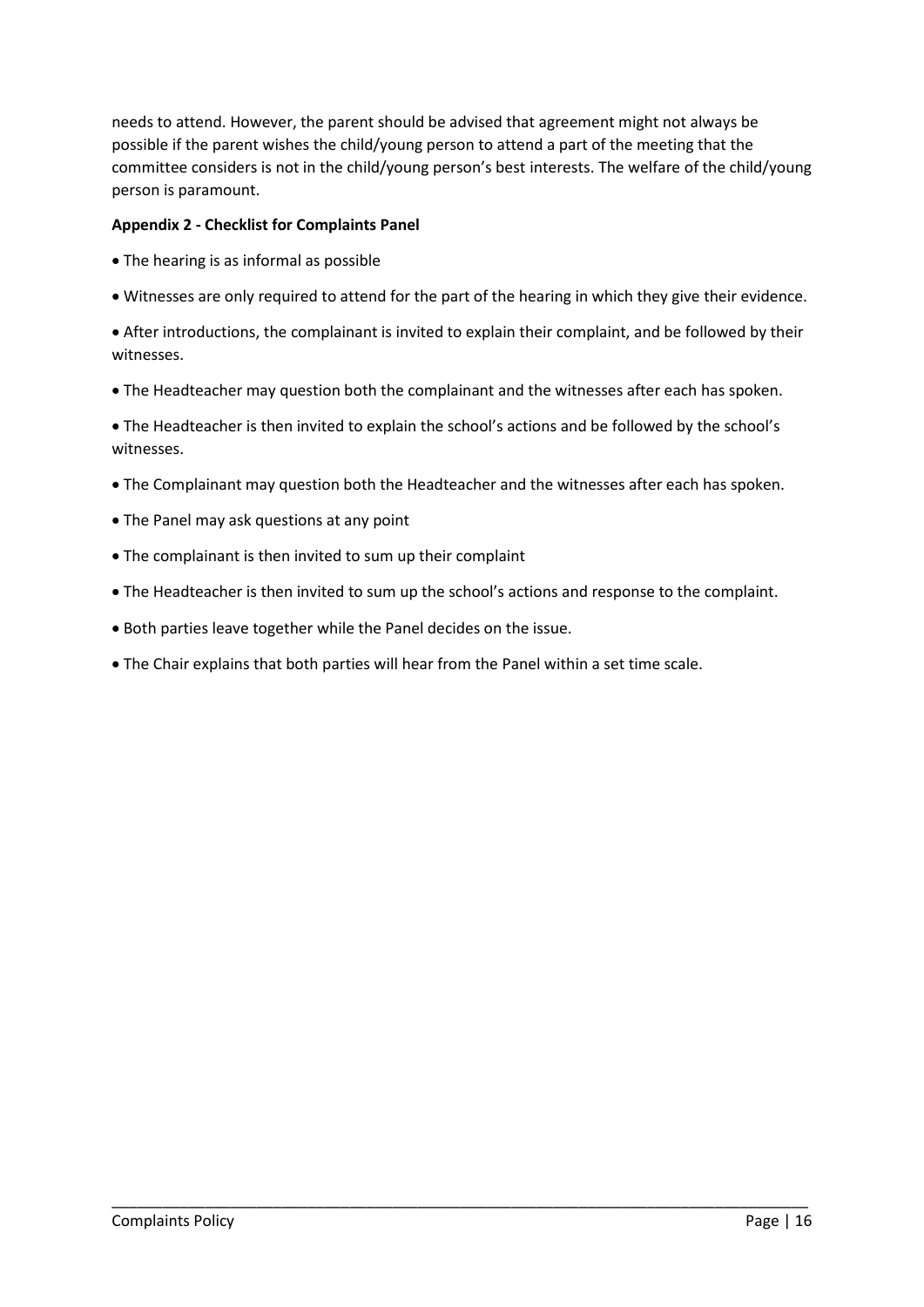needs to attend. However, the parent should be advised that agreement might not always be possible if the parent wishes the child/young person to attend a part of the meeting that the committee considers is not in the child/young person's best interests. The welfare of the child/young person is paramount.

**Appendix 2 - Checklist for Complaints Panel**

- The hearing is as informal as possible
- Witnesses are only required to attend for the part of the hearing in which they give their evidence.
- After introductions, the complainant is invited to explain their complaint, and be followed by their witnesses.
- The Headteacher may question both the complainant and the witnesses after each has spoken.
- The Headteacher is then invited to explain the school's actions and be followed by the school's witnesses.
- The Complainant may question both the Headteacher and the witnesses after each has spoken.
- The Panel may ask questions at any point
- The complainant is then invited to sum up their complaint
- The Headteacher is then invited to sum up the school's actions and response to the complaint.
- Both parties leave together while the Panel decides on the issue.
- The Chair explains that both parties will hear from the Panel within a set time scale.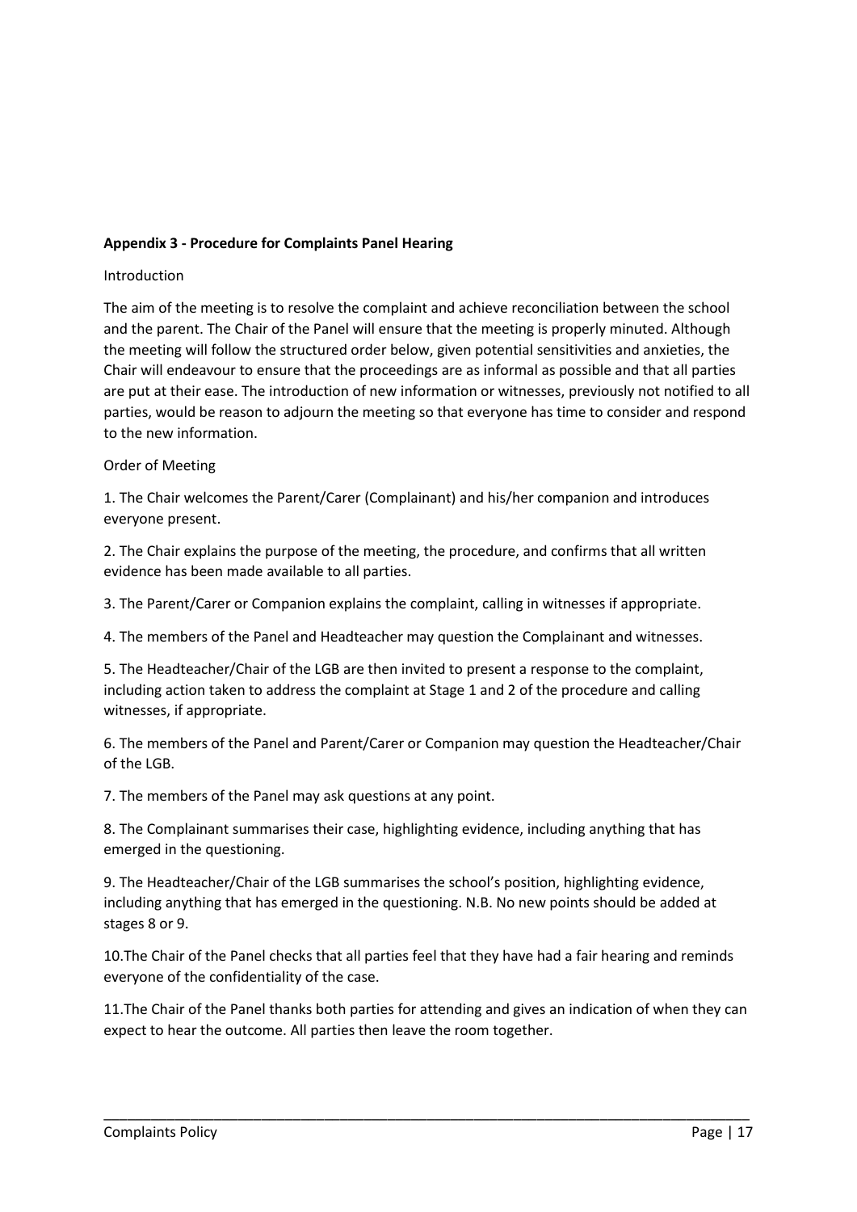**Appendix 3 - Procedure for Complaints Panel Hearing**

Introduction

The aim of the meeting is to resolve the complaint and achieve reconciliation between the school and the parent. The Chair of the Panel will ensure that the meeting is properly minuted. Although the meeting will follow the structured order below, given potential sensitivities and anxieties, the Chair will endeavour to ensure that the proceedings are as informal as possible and that all parties are put at their ease. The introduction of new information or witnesses, previously not notified to all parties, would be reason to adjourn the meeting so that everyone has time to consider and respond to the new information.

Order of Meeting

1. The Chair welcomes the Parent/Carer (Complainant) and his/her companion and introduces everyone present.

2. The Chair explains the purpose of the meeting, the procedure, and confirms that all written evidence has been made available to all parties.

3. The Parent/Carer or Companion explains the complaint, calling in witnesses if appropriate.

4. The members of the Panel and Headteacher may question the Complainant and witnesses.

5. The Headteacher/Chair of the LGB are then invited to present a response to the complaint, including action taken to address the complaint at Stage 1 and 2 of the procedure and calling witnesses, if appropriate.

6. The members of the Panel and Parent/Carer or Companion may question the Headteacher/Chair of the LGB.

7. The members of the Panel may ask questions at any point.

8. The Complainant summarises their case, highlighting evidence, including anything that has emerged in the questioning.

9. The Headteacher/Chair of the LGB summarises the school's position, highlighting evidence, including anything that has emerged in the questioning. N.B. No new points should be added at stages 8 or 9.

10. The Chair of the Panel checks that all parties feel that they have had a fair hearing and reminds everyone of the confidentiality of the case.

11. The Chair of the Panel thanks both parties for attending and gives an indication of when they can expect to hear the outcome. All parties then leave the room together.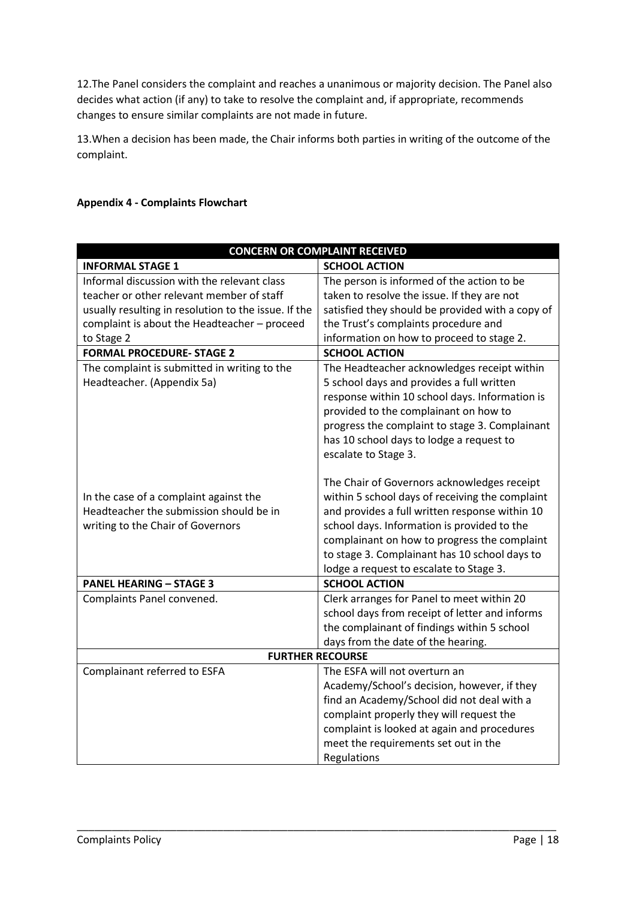12.The Panel considers the complaint and reaches a unanimous or majority decision. The Panel also decides what action (if any) to take to resolve the complaint and, if appropriate, recommends changes to ensure similar complaints are not made in future.

13.When a decision has been made, the Chair informs both parties in writing of the outcome of the complaint.

**Appendix 4 - Complaints Flowchart**

| **CONCERN OR COMPLAINT RECEIVED** | |
|---|---|
| **INFORMAL STAGE 1** | **SCHOOL ACTION** |
| Informal discussion with the relevant class teacher or other relevant member of staff usually resulting in resolution to the issue. If the complaint is about the Headteacher – proceed to Stage 2 | The person is informed of the action to be taken to resolve the issue. If they are not satisfied they should be provided with a copy of the Trust's complaints procedure and information on how to proceed to stage 2. |
| **FORMAL PROCEDURE- STAGE 2** | **SCHOOL ACTION** |
| The complaint is submitted in writing to the Headteacher. (Appendix 5a)<br><br>In the case of a complaint against the Headteacher the submission should be in writing to the Chair of Governors | The Headteacher acknowledges receipt within 5 school days and provides a full written response within 10 school days. Information is provided to the complainant on how to progress the complaint to stage 3. Complainant has 10 school days to lodge a request to escalate to Stage 3.<br><br>The Chair of Governors acknowledges receipt within 5 school days of receiving the complaint and provides a full written response within 10 school days. Information is provided to the complainant on how to progress the complaint to stage 3. Complainant has 10 school days to lodge a request to escalate to Stage 3. |
| **PANEL HEARING – STAGE 3** | **SCHOOL ACTION** |
| Complaints Panel convened. | Clerk arranges for Panel to meet within 20 school days from receipt of letter and informs the complainant of findings within 5 school days from the date of the hearing. |
| **FURTHER RECOURSE** | |
| Complainant referred to ESFA | The ESFA will not overturn an Academy/School's decision, however, if they find an Academy/School did not deal with a complaint properly they will request the complaint is looked at again and procedures meet the requirements set out in the Regulations |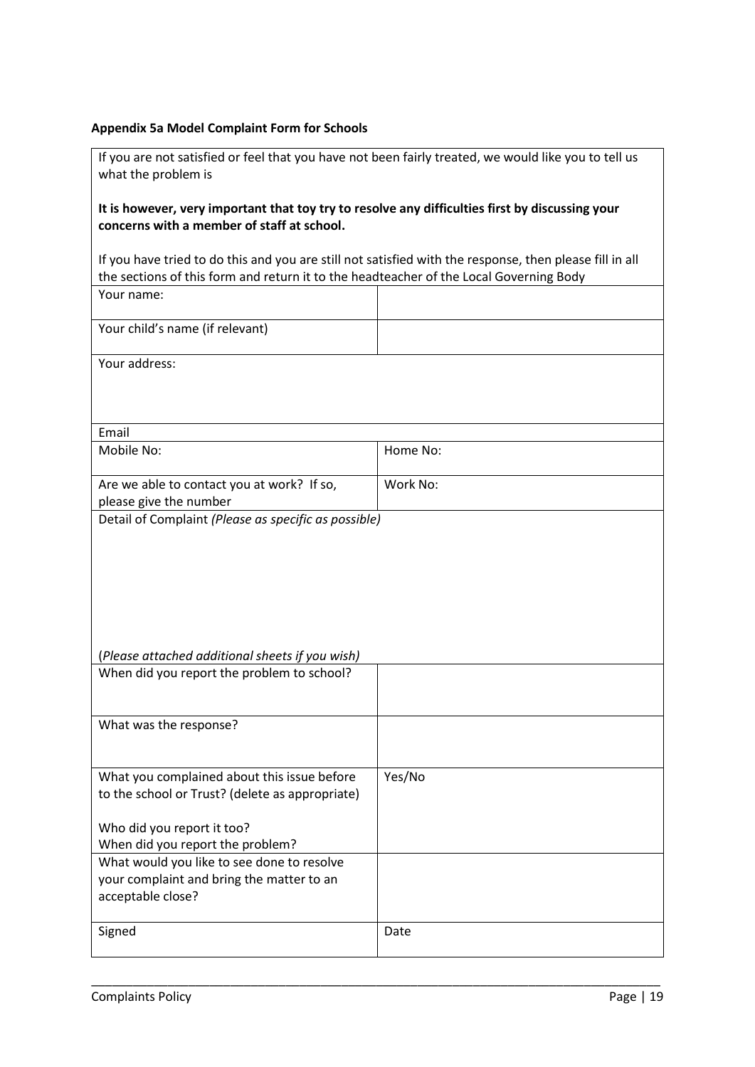**Appendix 5a Model Complaint Form for Schools**

| If you are not satisfied or feel that you have not been fairly treated, we would like you to tell us what the problem is<br><br>**It is however, very important that toy try to resolve any difficulties first by discussing your concerns with a member of staff at school.**<br><br>If you have tried to do this and you are still not satisfied with the response, then please fill in all the sections of this form and return it to the headteacher of the Local Governing Body | |
|---|---|
| Your name: | |
| Your child's name (if relevant) | |
| Your address: | |
| Email | |
| Mobile No: | Home No: |
| Are we able to contact you at work? If so, please give the number | Work No: |
| Detail of Complaint *(Please as specific as possible)*<br><br>(*Please attached additional sheets if you wish)* | |
| When did you report the problem to school? | |
| What was the response? | |
| What you complained about this issue before to the school or Trust? (delete as appropriate)<br><br>Who did you report it too?<br>When did you report the problem? | Yes/No |
| What would you like to see done to resolve your complaint and bring the matter to an acceptable close? | |
| Signed | Date |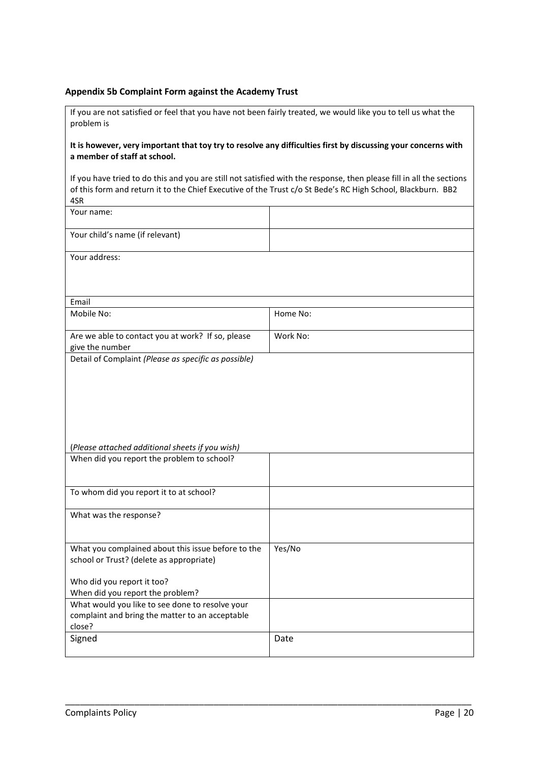### Appendix 5b Complaint Form against the Academy Trust

If you are not satisfied or feel that you have not been fairly treated, we would like you to tell us what the problem is

**It is however, very important that toy try to resolve any difficulties first by discussing your concerns with a member of staff at school.**

If you have tried to do this and you are still not satisfied with the response, then please fill in all the sections of this form and return it to the Chief Executive of the Trust c/o St Bede's RC High School, Blackburn. BB2 4SR

| | |
|---|---|
| Your name: | |
| Your child's name (if relevant) | |
| Your address: | |
| Email | |
| Mobile No: | Home No: |
| Are we able to contact you at work? If so, please give the number | Work No: |
| Detail of Complaint *(Please as specific as possible)*<br><br>(*Please attached additional sheets if you wish)* | |
| When did you report the problem to school? | |
| To whom did you report it to at school? | |
| What was the response? | |
| What you complained about this issue before to the school or Trust? (delete as appropriate)<br><br>Who did you report it too?<br>When did you report the problem? | Yes/No |
| What would you like to see done to resolve your complaint and bring the matter to an acceptable close? | |
| Signed | Date |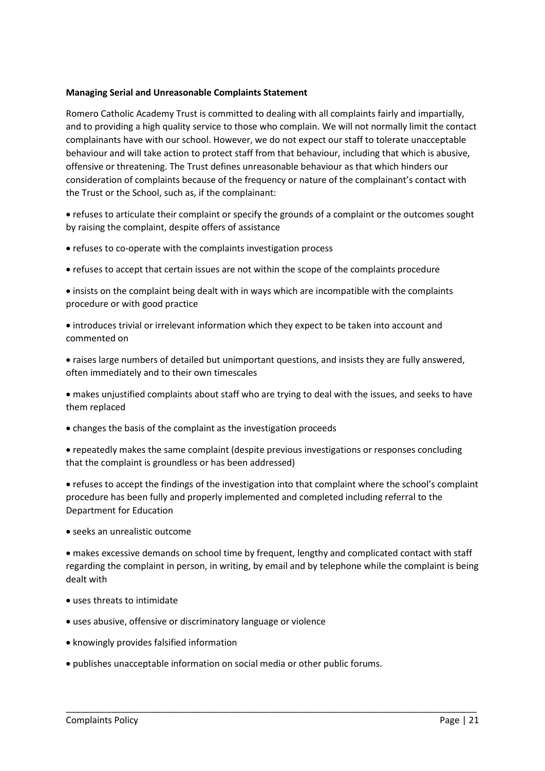**Managing Serial and Unreasonable Complaints Statement**

Romero Catholic Academy Trust is committed to dealing with all complaints fairly and impartially, and to providing a high quality service to those who complain. We will not normally limit the contact complainants have with our school. However, we do not expect our staff to tolerate unacceptable behaviour and will take action to protect staff from that behaviour, including that which is abusive, offensive or threatening. The Trust defines unreasonable behaviour as that which hinders our consideration of complaints because of the frequency or nature of the complainant's contact with the Trust or the School, such as, if the complainant:

- refuses to articulate their complaint or specify the grounds of a complaint or the outcomes sought by raising the complaint, despite offers of assistance
- refuses to co-operate with the complaints investigation process
- refuses to accept that certain issues are not within the scope of the complaints procedure
- insists on the complaint being dealt with in ways which are incompatible with the complaints procedure or with good practice
- introduces trivial or irrelevant information which they expect to be taken into account and commented on
- raises large numbers of detailed but unimportant questions, and insists they are fully answered, often immediately and to their own timescales
- makes unjustified complaints about staff who are trying to deal with the issues, and seeks to have them replaced
- changes the basis of the complaint as the investigation proceeds
- repeatedly makes the same complaint (despite previous investigations or responses concluding that the complaint is groundless or has been addressed)
- refuses to accept the findings of the investigation into that complaint where the school's complaint procedure has been fully and properly implemented and completed including referral to the Department for Education
- seeks an unrealistic outcome
- makes excessive demands on school time by frequent, lengthy and complicated contact with staff regarding the complaint in person, in writing, by email and by telephone while the complaint is being dealt with
- uses threats to intimidate
- uses abusive, offensive or discriminatory language or violence
- knowingly provides falsified information
- publishes unacceptable information on social media or other public forums.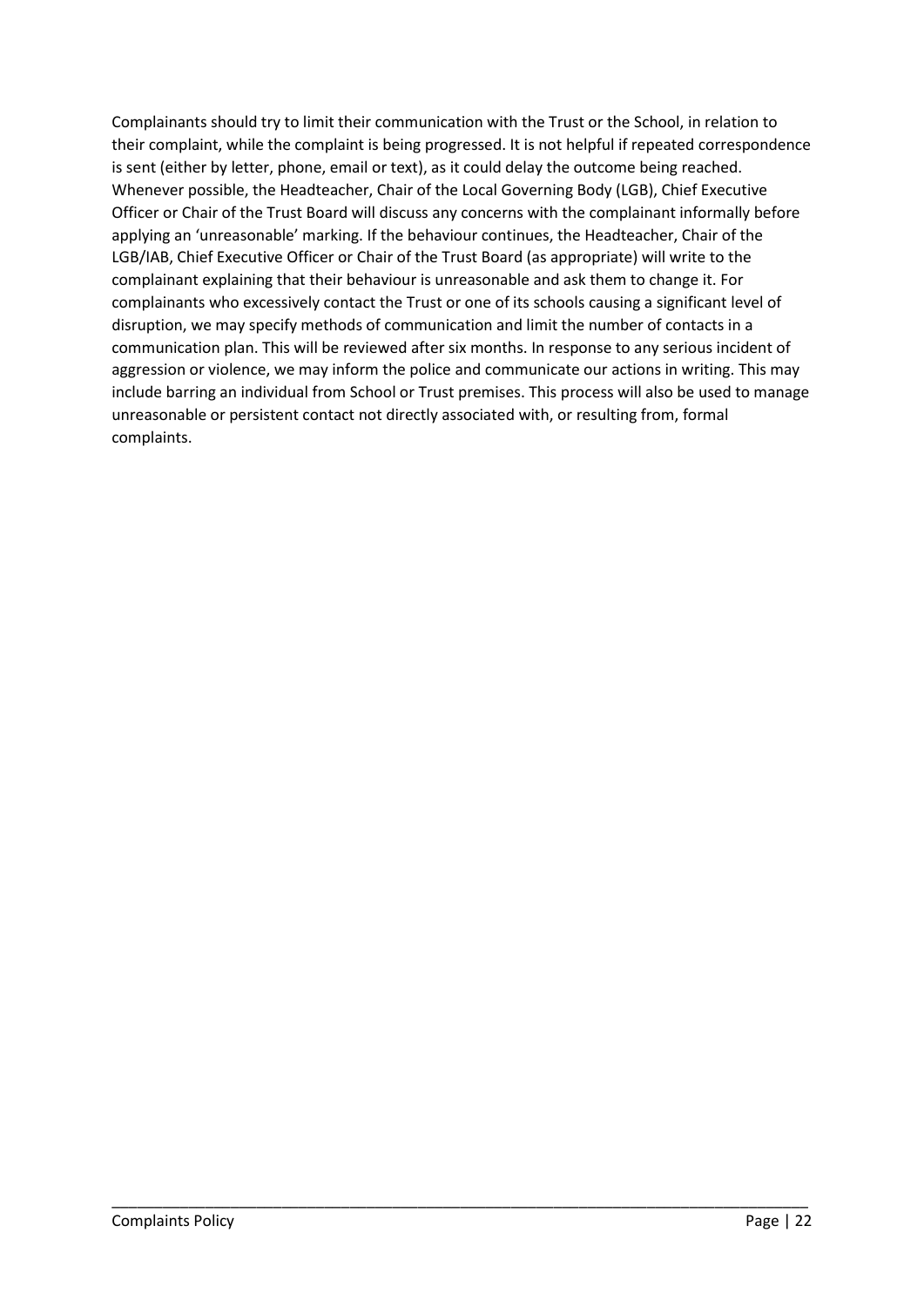Complainants should try to limit their communication with the Trust or the School, in relation to their complaint, while the complaint is being progressed. It is not helpful if repeated correspondence is sent (either by letter, phone, email or text), as it could delay the outcome being reached. Whenever possible, the Headteacher, Chair of the Local Governing Body (LGB), Chief Executive Officer or Chair of the Trust Board will discuss any concerns with the complainant informally before applying an 'unreasonable' marking. If the behaviour continues, the Headteacher, Chair of the LGB/IAB, Chief Executive Officer or Chair of the Trust Board (as appropriate) will write to the complainant explaining that their behaviour is unreasonable and ask them to change it. For complainants who excessively contact the Trust or one of its schools causing a significant level of disruption, we may specify methods of communication and limit the number of contacts in a communication plan. This will be reviewed after six months. In response to any serious incident of aggression or violence, we may inform the police and communicate our actions in writing. This may include barring an individual from School or Trust premises. This process will also be used to manage unreasonable or persistent contact not directly associated with, or resulting from, formal complaints.